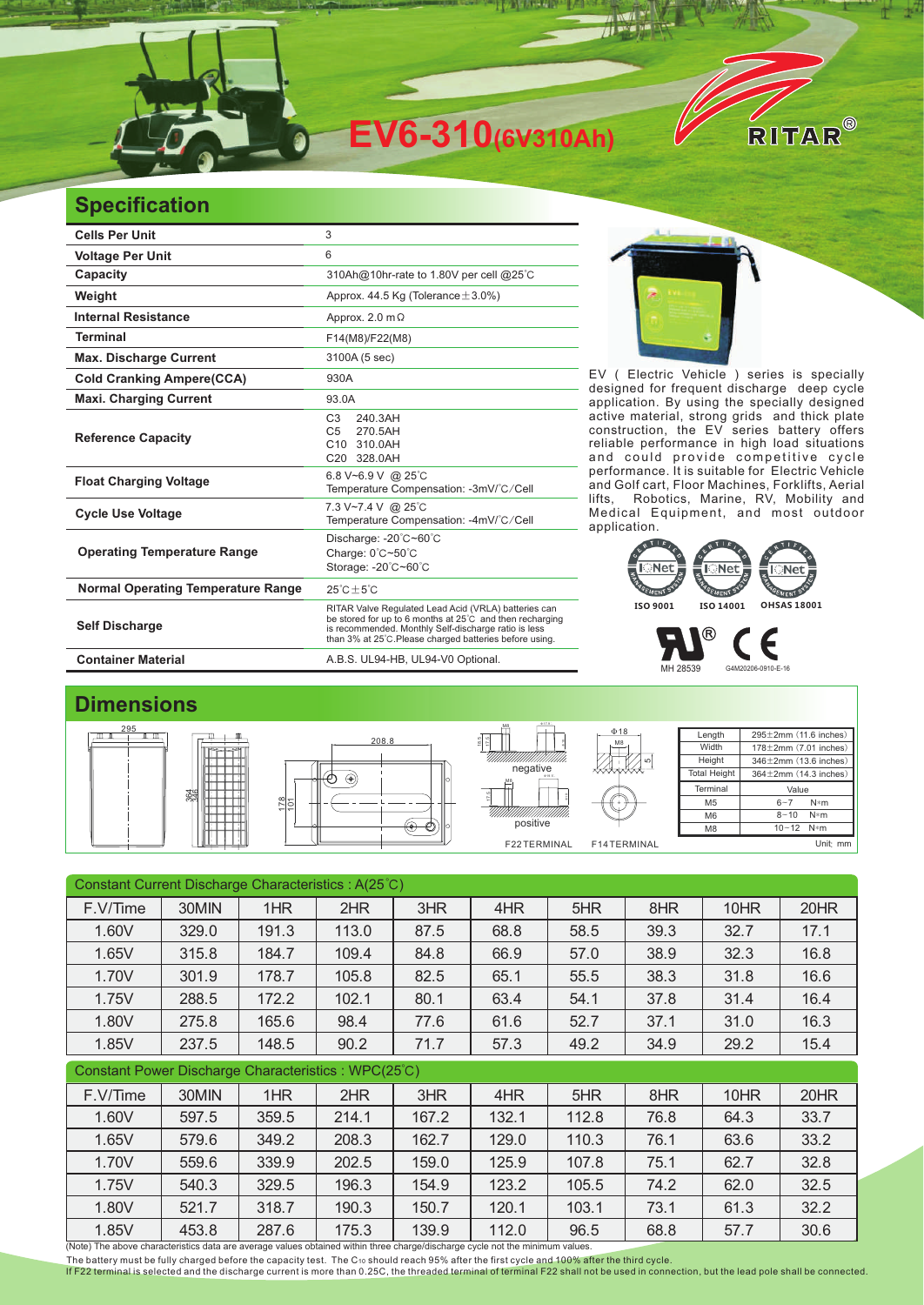# EV6-310(6V310Ah)

RITAR®

## Specification

| | |
|---|---|
| Cells Per Unit | 3 |
| Voltage Per Unit | 6 |
| Capacity | 310Ah@10hr-rate to 1.80V per cell @25℃ |
| Weight | Approx. 44.5 Kg (Tolerance±3.0%) |
| Internal Resistance | Approx. 2.0 mΩ |
| Terminal | F14(M8)/F22(M8) |
| Max. Discharge Current | 3100A (5 sec) |
| Cold Cranking Ampere(CCA) | 930A |
| Maxi. Charging Current | 93.0A |
| Reference Capacity | C3 240.3AH<br>C5 270.5AH<br>C10 310.0AH<br>C20 328.0AH |
| Float Charging Voltage | 6.8 V~6.9 V @ 25℃<br>Temperature Compensation: -3mV/℃/Cell |
| Cycle Use Voltage | 7.3 V~7.4 V @ 25℃<br>Temperature Compensation: -4mV/℃/Cell |
| Operating Temperature Range | Discharge: -20℃~60℃<br>Charge: 0℃~50℃<br>Storage: -20℃~60℃ |
| Normal Operating Temperature Range | 25℃±5℃ |
| Self Discharge | RITAR Valve Regulated Lead Acid (VRLA) batteries can be stored for up to 6 months at 25℃ and then recharging is recommended. Monthly Self-discharge ratio is less than 3% at 25℃.Please charged batteries before using. |
| Container Material | A.B.S. UL94-HB, UL94-V0 Optional. |

EV ( Electric Vehicle ) series is specially designed for frequent discharge deep cycle application. By using the specially designed active material, strong grids and thick plate construction, the EV series battery offers reliable performance in high load situations and could provide competitive cycle performance. It is suitable for Electric Vehicle and Golf cart, Floor Machines, Forklifts, Aerial lifts, Robotics, Marine, RV, Mobility and Medical Equipment, and most outdoor application.

ISO 9001 ISO 14001 OHSAS 18001

MH 28539 G4M20206-0910-E-16

## Dimensions

| Length | 295±2mm (11.6 inches) |
|---|---|
| Width | 178±2mm (7.01 inches) |
| Height | 346±2mm (13.6 inches) |
| Total Height | 364±2mm (14.3 inches) |

| Terminal | Value |
|---|---|
| M5 | 6~7 N*m |
| M6 | 8~10 N*m |
| M8 | 10~12 N*m |

F22 TERMINAL F14 TERMINAL Unit: mm

### Constant Current Discharge Characteristics : A(25℃)

| F.V/Time | 30MIN | 1HR | 2HR | 3HR | 4HR | 5HR | 8HR | 10HR | 20HR |
|---|---|---|---|---|---|---|---|---|---|
| 1.60V | 329.0 | 191.3 | 113.0 | 87.5 | 68.8 | 58.5 | 39.3 | 32.7 | 17.1 |
| 1.65V | 315.8 | 184.7 | 109.4 | 84.8 | 66.9 | 57.0 | 38.9 | 32.3 | 16.8 |
| 1.70V | 301.9 | 178.7 | 105.8 | 82.5 | 65.1 | 55.5 | 38.3 | 31.8 | 16.6 |
| 1.75V | 288.5 | 172.2 | 102.1 | 80.1 | 63.4 | 54.1 | 37.8 | 31.4 | 16.4 |
| 1.80V | 275.8 | 165.6 | 98.4 | 77.6 | 61.6 | 52.7 | 37.1 | 31.0 | 16.3 |
| 1.85V | 237.5 | 148.5 | 90.2 | 71.7 | 57.3 | 49.2 | 34.9 | 29.2 | 15.4 |

### Constant Power Discharge Characteristics : WPC(25℃)

| F.V/Time | 30MIN | 1HR | 2HR | 3HR | 4HR | 5HR | 8HR | 10HR | 20HR |
|---|---|---|---|---|---|---|---|---|---|
| 1.60V | 597.5 | 359.5 | 214.1 | 167.2 | 132.1 | 112.8 | 76.8 | 64.3 | 33.7 |
| 1.65V | 579.6 | 349.2 | 208.3 | 162.7 | 129.0 | 110.3 | 76.1 | 63.6 | 33.2 |
| 1.70V | 559.6 | 339.9 | 202.5 | 159.0 | 125.9 | 107.8 | 75.1 | 62.7 | 32.8 |
| 1.75V | 540.3 | 329.5 | 196.3 | 154.9 | 123.2 | 105.5 | 74.2 | 62.0 | 32.5 |
| 1.80V | 521.7 | 318.7 | 190.3 | 150.7 | 120.1 | 103.1 | 73.1 | 61.3 | 32.2 |
| 1.85V | 453.8 | 287.6 | 175.3 | 139.9 | 112.0 | 96.5 | 68.8 | 57.7 | 30.6 |

(Note) The above characteristics data are average values obtained within three charge/discharge cycle not the minimum values.

The battery must be fully charged before the capacity test. The $C_{10}$ should reach 95% after the first cycle and 100% after the third cycle.

If F22 terminal is selected and the discharge current is more than 0.25C, the threaded terminal of terminal F22 shall not be used in connection, but the lead pole shall be connected.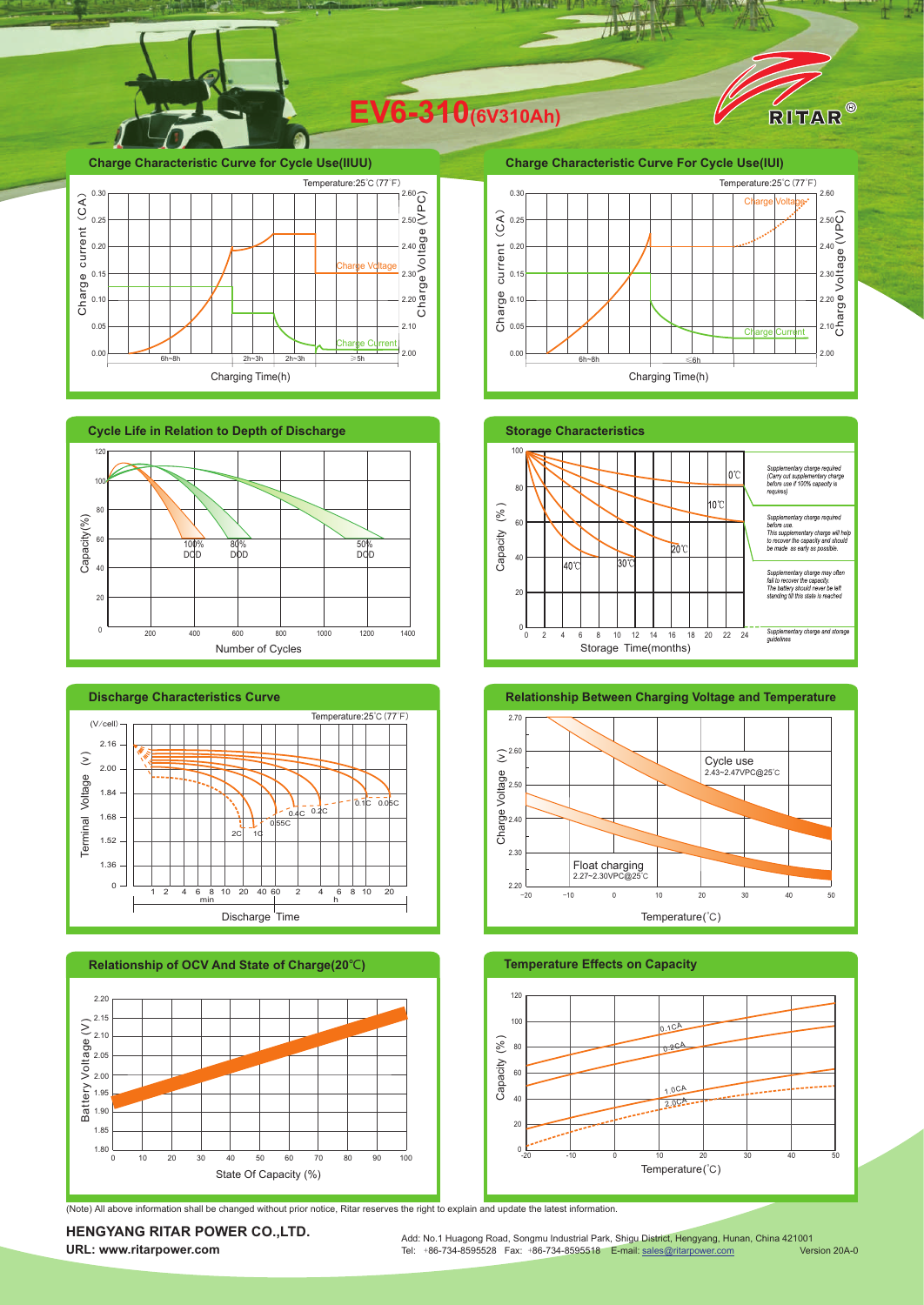# EV6-310(6V310Ah)

RITAR®

## Charge Characteristic Curve for Cycle Use(IIUU)

Temperature:25℃ (77℉)

Charge current (CA)

0.30
0.25
0.20
0.15
0.10
0.05
0.00

Charge Voltage (VPC)

2.60
2.50
2.40
2.30
2.20
2.10
2.00

Charge Voltage

Charge Current

6h~8h
2h~3h
2h~3h
≥5h

Charging Time(h)

## Charge Characteristic Curve For Cycle Use(IUI)

Temperature:25℃ (77℉)

Charge current (CA)

0.30
0.25
0.20
0.15
0.10
0.05
0.00

Charge Voltage (VPC)

2.60
2.50
2.40
2.30
2.20
2.10
2.00

Charge Voltage

Charge Current

6h~8h
≤6h

Charging Time(h)

## Cycle Life in Relation to Depth of Discharge

Capacity(%)

120
100
80
60
40
20
0

100% DOD
80% DOD
50% DOD

200
400
600
800
1000
1200
1400

Number of Cycles

## Storage Characteristics

Capacity (%)

100
80
60
40
20
0

0℃
10℃
20℃
30℃
40℃

0
2
4
6
8
10
12
14
16
18
20
22
24

Storage Time(months)

*Supplementary charge required (Carry out supplementary charge before use if 100% capacity is requires)*

*Supplementary charge required before use. This supplementary charge will help to recover the capacity and should be made as early as possible.*

*Supplementary charge may often fail to recover the capacity. The battery should never be left standing till this state is reached*

*Supplementary charge and storage guidelines*

## Discharge Characteristics Curve

Temperature:25℃ (77℉)

Terminal Voltage (V)

(V/cell)

2.16
2.00
1.84
1.68
1.52
1.36
0

2C
1C
0.55C
0.4C
0.2C
0.1C
0.05C

1
2
4
6
8
10
20
40
60
2
4
6
8
10
20

min
h

Discharge Time

## Relationship Between Charging Voltage and Temperature

Charge Voltage (V)

2.70
2.60
2.50
2.40
2.30
2.20

Cycle use
2.43~2.47VPC@25℃

Float charging
2.27~2.30VPC@25℃

−20
−10
0
10
20
30
40
50

Temperature(℃)

## Relationship of OCV And State of Charge(20℃)

Battery Voltage (V)

2.20
2.15
2.10
2.05
2.00
1.95
1.90
1.85
1.80

0
10
20
30
40
50
60
70
80
90
100

State Of Capacity (%)

## Temperature Effects on Capacity

Capacity (%)

120
100
80
60
40
20
0

0.1CA
0.2CA
1.0CA
2.0CA

-20
-10
0
10
20
30
40
50

Temperature(℃)

(Note) All above information shall be changed without prior notice, Ritar reserves the right to explain and update the latest information.

**HENGYANG RITAR POWER CO.,LTD.**
**URL: www.ritarpower.com**

Add: No.1 Huagong Road, Songmu Industrial Park, Shigu District, Hengyang, Hunan, China 421001
Tel: +86-734-8595528 Fax: +86-734-8595518 E-mail: sales@ritarpower.com

Version 20A-0